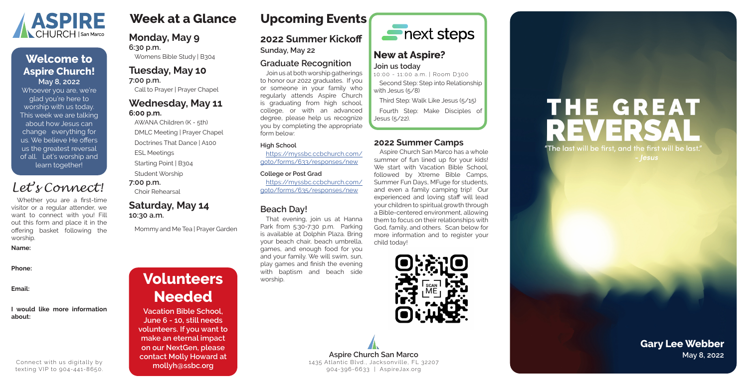ASPIRE CHURCH | San Marco

## Welcome to Aspire Church!

**May 8, 2022**

Whoever you are, we're glad you're here to worship with us today. This week we are talking about how Jesus can change everything for us. We believe He offers us the greatest reversal of all. Let's worship and learn together!

## *Let's Connect!*

Whether you are a first-time visitor or a regular attender, we want to connect with you! Fill out this form and place it in the offering basket following the worship.

**Name:**

**Phone:**

**Email:**

**I would like more information about:**

Connect with us digitally by texting VIP to 904-441-8650.

# Week at a Glance

### Monday, May 9

**6:30 p.m.**

Womens Bible Study | B304

### Tuesday, May 10

**7:00 p.m.**

Call to Prayer | Prayer Chapel

### Wednesday, May 11

**6:00 p.m.**

AWANA Children (K - 5th)

DMLC Meeting | Prayer Chapel

Doctrines That Dance | A100

ESL Meetings

Starting Point | B304

Student Worship

**7:00 p.m.**

Choir Rehearsal

### Saturday, May 14

**10:30 a.m.**

Mommy and Me Tea | Prayer Garden

## Volunteers Needed

**Vacation Bible School, June 6 - 10, still needs volunteers. If you want to make an eternal impact on our NextGen, please contact Molly Howard at mollyh@ssbc.org**

# Upcoming Events

## 2022 Summer Kickoff

**Sunday, May 22**

### Graduate Recognition

Join us at both worship gatherings to honor our 2022 graduates. If you or someone in your family who regularly attends Aspire Church is graduating from high school, college, or with an advanced degree, please help us recognize you by completing the appropriate form below:

**High School**

https://myssbc.ccbchurch.com/goto/forms/633/responses/new

**College or Post Grad**

https://myssbc.ccbchurch.com/goto/forms/635/responses/new

### Beach Day!

That evening, join us at Hanna Park from 5:30-7:30 p.m. Parking is available at Dolphin Plaza. Bring your beach chair, beach umbrella, games, and enough food for you and your family. We will swim, sun, play games and finish the evening with baptism and beach side worship.

next steps

## New at Aspire?

**Join us today**

10:00 - 11:00 a.m. | Room D300

Second Step: Step into Relationship with Jesus (5/8)

Third Step: Walk Like Jesus (5/15)

Fourth Step: Make Disciples of Jesus (5/22).

## 2022 Summer Camps

Aspire Church San Marco has a whole summer of fun lined up for your kids! We start with Vacation Bible School, followed by Xtreme Bible Camps, Summer Fun Days, MFuge for students, and even a family camping trip! Our experienced and loving staff will lead your children to spiritual growth through a Bible-centered environment, allowing them to focus on their relationships with God, family, and others. Scan below for more information and to register your child today!

SCAN ME

**Aspire Church San Marco**

1435 Atlantic Blvd., Jacksonville, FL 32207

904-396-6633 | AspireJax.org

# THE GREAT REVERSAL

**"The last will be first, and the first will be last."**

***- Jesus***

**Gary Lee Webber**

**May 8, 2022**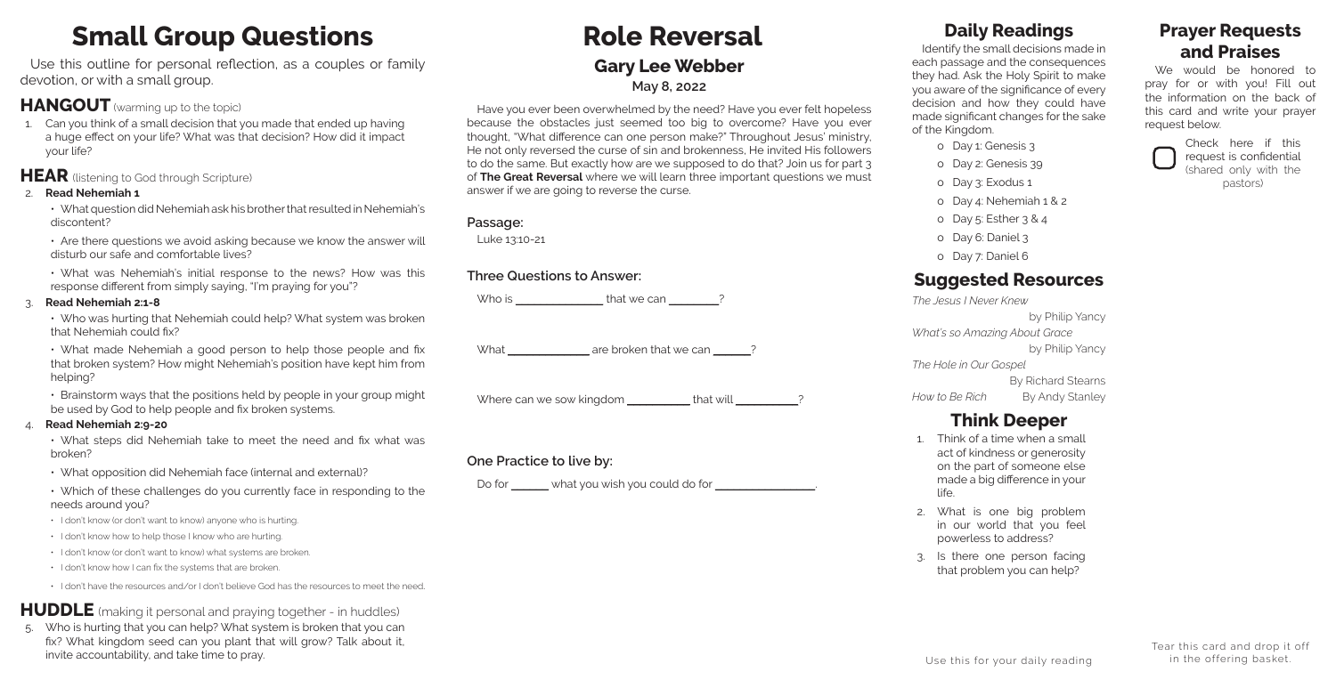# Small Group Questions

Use this outline for personal reflection, as a couples or family devotion, or with a small group.

## HANGOUT (warming up to the topic)

1. Can you think of a small decision that you made that ended up having a huge effect on your life? What was that decision? How did it impact your life?

## HEAR (listening to God through Scripture)

2. **Read Nehemiah 1**
   - What question did Nehemiah ask his brother that resulted in Nehemiah's discontent?
   - Are there questions we avoid asking because we know the answer will disturb our safe and comfortable lives?
   - What was Nehemiah's initial response to the news? How was this response different from simply saying, "I'm praying for you"?
3. **Read Nehemiah 2:1-8**
   - Who was hurting that Nehemiah could help? What system was broken that Nehemiah could fix?
   - What made Nehemiah a good person to help those people and fix that broken system? How might Nehemiah's position have kept him from helping?
   - Brainstorm ways that the positions held by people in your group might be used by God to help people and fix broken systems.
4. **Read Nehemiah 2:9-20**
   - What steps did Nehemiah take to meet the need and fix what was broken?
   - What opposition did Nehemiah face (internal and external)?
   - Which of these challenges do you currently face in responding to the needs around you?
     - I don't know (or don't want to know) anyone who is hurting.
     - I don't know how to help those I know who are hurting.
     - I don't know (or don't want to know) what systems are broken.
     - I don't know how I can fix the systems that are broken.
     - I don't have the resources and/or I don't believe God has the resources to meet the need.

## HUDDLE (making it personal and praying together - in huddles)

5. Who is hurting that you can help? What system is broken that you can fix? What kingdom seed can you plant that will grow? Talk about it, invite accountability, and take time to pray.

# Role Reversal

## Gary Lee Webber

**May 8, 2022**

Have you ever been overwhelmed by the need? Have you ever felt hopeless because the obstacles just seemed too big to overcome? Have you ever thought, "What difference can one person make?" Throughout Jesus' ministry, He not only reversed the curse of sin and brokenness, He invited His followers to do the same. But exactly how are we supposed to do that? Join us for part 3 of **The Great Reversal** where we will learn three important questions we must answer if we are going to reverse the curse.

### Passage:

Luke 13:10-21

### Three Questions to Answer:

Who is ______________ that we can ________?

What ______________ are broken that we can ______?

Where can we sow kingdom __________ that will __________?

### One Practice to live by:

Do for ______ what you wish you could do for ________________.

## Daily Readings

Identify the small decisions made in each passage and the consequences they had. Ask the Holy Spirit to make you aware of the significance of every decision and how they could have made significant changes for the sake of the Kingdom.

- o Day 1: Genesis 3
- o Day 2: Genesis 39
- o Day 3: Exodus 1
- o Day 4: Nehemiah 1 & 2
- o Day 5: Esther 3 & 4
- o Day 6: Daniel 3
- o Day 7: Daniel 6

## Suggested Resources

*The Jesus I Never Knew* by Philip Yancy

*What's so Amazing About Grace* by Philip Yancy

*The Hole in Our Gospel* By Richard Stearns

*How to Be Rich* By Andy Stanley

## Think Deeper

1. Think of a time when a small act of kindness or generosity on the part of someone else made a big difference in your life.
2. What is one big problem in our world that you feel powerless to address?
3. Is there one person facing that problem you can help?

Use this for your daily reading

## Prayer Requests and Praises

We would be honored to pray for or with you! Fill out the information on the back of this card and write your prayer request below.

Check here if this request is confidential (shared only with the pastors)

Tear this card and drop it off in the offering basket.